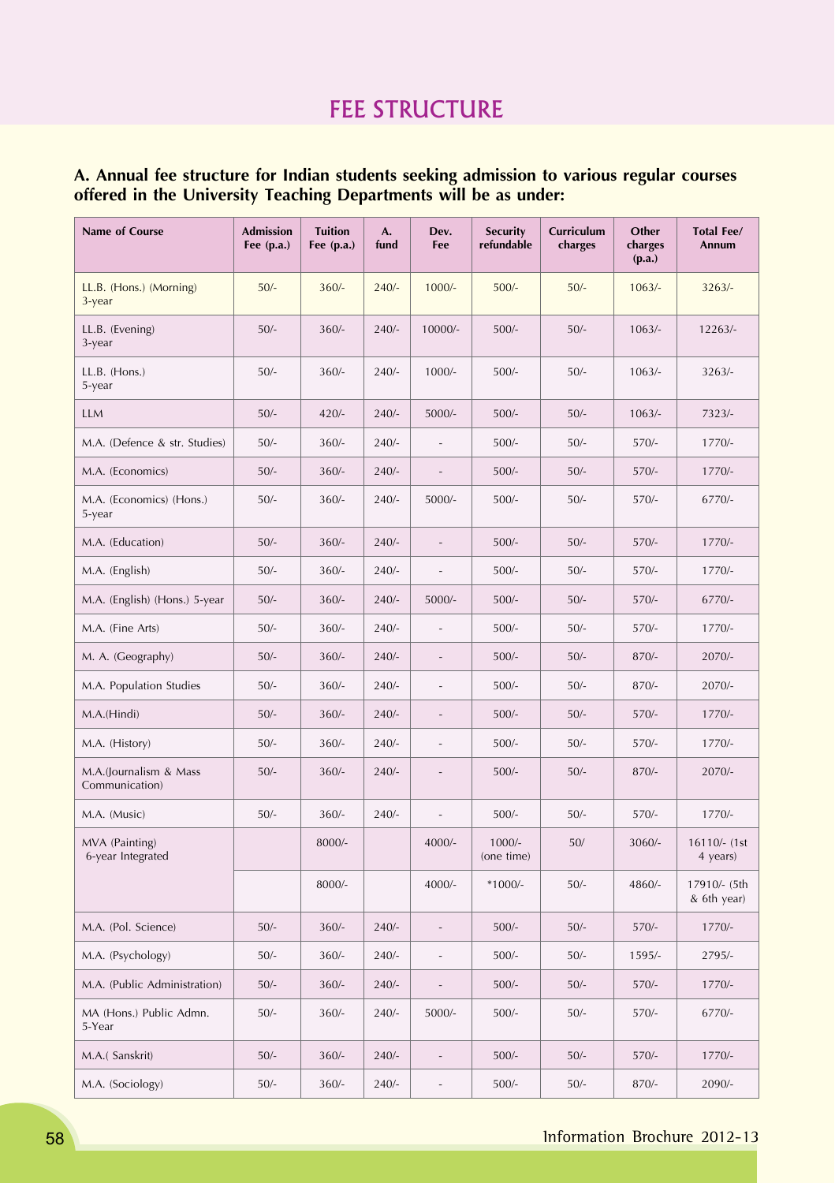# FEE STRUCTURE

**A. Annual fee structure for Indian students seeking admission to various regular courses offered in the University Teaching Departments will be as under:**

| Name of Course | Admission Fee (p.a.) | Tuition Fee (p.a.) | A. fund | Dev. Fee | Security refundable | Curriculum charges | Other charges (p.a.) | Total Fee/ Annum |
|---|---|---|---|---|---|---|---|---|
| LL.B. (Hons.) (Morning) 3-year | 50/- | 360/- | 240/- | 1000/- | 500/- | 50/- | 1063/- | 3263/- |
| LL.B. (Evening) 3-year | 50/- | 360/- | 240/- | 10000/- | 500/- | 50/- | 1063/- | 12263/- |
| LL.B. (Hons.) 5-year | 50/- | 360/- | 240/- | 1000/- | 500/- | 50/- | 1063/- | 3263/- |
| LLM | 50/- | 420/- | 240/- | 5000/- | 500/- | 50/- | 1063/- | 7323/- |
| M.A. (Defence & str. Studies) | 50/- | 360/- | 240/- | - | 500/- | 50/- | 570/- | 1770/- |
| M.A. (Economics) | 50/- | 360/- | 240/- | - | 500/- | 50/- | 570/- | 1770/- |
| M.A. (Economics) (Hons.) 5-year | 50/- | 360/- | 240/- | 5000/- | 500/- | 50/- | 570/- | 6770/- |
| M.A. (Education) | 50/- | 360/- | 240/- | - | 500/- | 50/- | 570/- | 1770/- |
| M.A. (English) | 50/- | 360/- | 240/- | - | 500/- | 50/- | 570/- | 1770/- |
| M.A. (English) (Hons.) 5-year | 50/- | 360/- | 240/- | 5000/- | 500/- | 50/- | 570/- | 6770/- |
| M.A. (Fine Arts) | 50/- | 360/- | 240/- | - | 500/- | 50/- | 570/- | 1770/- |
| M. A. (Geography) | 50/- | 360/- | 240/- | - | 500/- | 50/- | 870/- | 2070/- |
| M.A. Population Studies | 50/- | 360/- | 240/- | - | 500/- | 50/- | 870/- | 2070/- |
| M.A.(Hindi) | 50/- | 360/- | 240/- | - | 500/- | 50/- | 570/- | 1770/- |
| M.A. (History) | 50/- | 360/- | 240/- | - | 500/- | 50/- | 570/- | 1770/- |
| M.A.(Journalism & Mass Communication) | 50/- | 360/- | 240/- | - | 500/- | 50/- | 870/- | 2070/- |
| M.A. (Music) | 50/- | 360/- | 240/- | - | 500/- | 50/- | 570/- | 1770/- |
| MVA (Painting) 6-year Integrated | | 8000/- | | 4000/- | 1000/- (one time) | 50/ | 3060/- | 16110/- (1st 4 years) |
| | | 8000/- | | 4000/- | *1000/- | 50/- | 4860/- | 17910/- (5th & 6th year) |
| M.A. (Pol. Science) | 50/- | 360/- | 240/- | - | 500/- | 50/- | 570/- | 1770/- |
| M.A. (Psychology) | 50/- | 360/- | 240/- | - | 500/- | 50/- | 1595/- | 2795/- |
| M.A. (Public Administration) | 50/- | 360/- | 240/- | - | 500/- | 50/- | 570/- | 1770/- |
| MA (Hons.) Public Admn. 5-Year | 50/- | 360/- | 240/- | 5000/- | 500/- | 50/- | 570/- | 6770/- |
| M.A.( Sanskrit) | 50/- | 360/- | 240/- | - | 500/- | 50/- | 570/- | 1770/- |
| M.A. (Sociology) | 50/- | 360/- | 240/- | - | 500/- | 50/- | 870/- | 2090/- |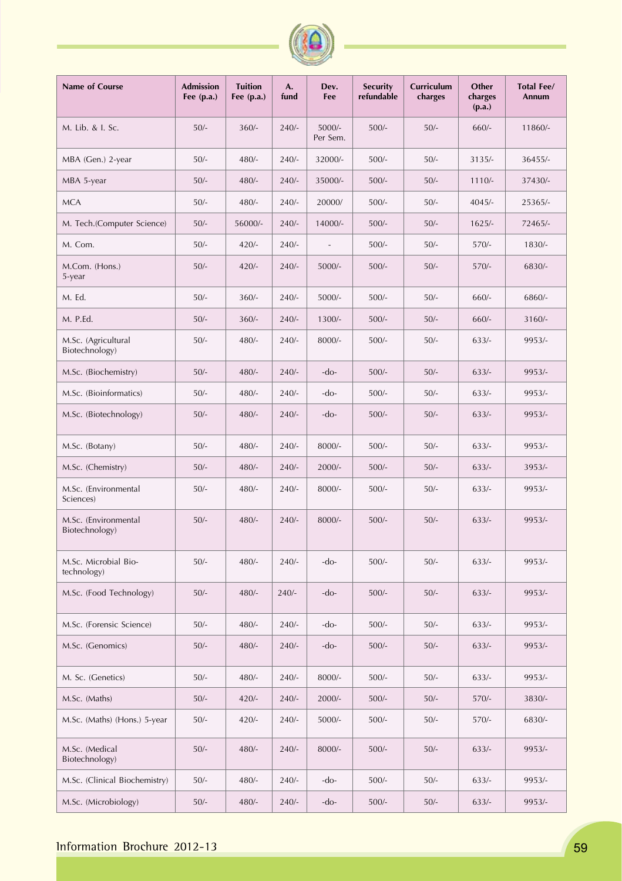| Name of Course | Admission Fee (p.a.) | Tuition Fee (p.a.) | A. fund | Dev. Fee | Security refundable | Curriculum charges | Other charges (p.a.) | Total Fee/ Annum |
|---|---|---|---|---|---|---|---|---|
| M. Lib. & I. Sc. | 50/- | 360/- | 240/- | 5000/- Per Sem. | 500/- | 50/- | 660/- | 11860/- |
| MBA (Gen.) 2-year | 50/- | 480/- | 240/- | 32000/- | 500/- | 50/- | 3135/- | 36455/- |
| MBA 5-year | 50/- | 480/- | 240/- | 35000/- | 500/- | 50/- | 1110/- | 37430/- |
| MCA | 50/- | 480/- | 240/- | 20000/ | 500/- | 50/- | 4045/- | 25365/- |
| M. Tech.(Computer Science) | 50/- | 56000/- | 240/- | 14000/- | 500/- | 50/- | 1625/- | 72465/- |
| M. Com. | 50/- | 420/- | 240/- | - | 500/- | 50/- | 570/- | 1830/- |
| M.Com. (Hons.) 5-year | 50/- | 420/- | 240/- | 5000/- | 500/- | 50/- | 570/- | 6830/- |
| M. Ed. | 50/- | 360/- | 240/- | 5000/- | 500/- | 50/- | 660/- | 6860/- |
| M. P.Ed. | 50/- | 360/- | 240/- | 1300/- | 500/- | 50/- | 660/- | 3160/- |
| M.Sc. (Agricultural Biotechnology) | 50/- | 480/- | 240/- | 8000/- | 500/- | 50/- | 633/- | 9953/- |
| M.Sc. (Biochemistry) | 50/- | 480/- | 240/- | -do- | 500/- | 50/- | 633/- | 9953/- |
| M.Sc. (Bioinformatics) | 50/- | 480/- | 240/- | -do- | 500/- | 50/- | 633/- | 9953/- |
| M.Sc. (Biotechnology) | 50/- | 480/- | 240/- | -do- | 500/- | 50/- | 633/- | 9953/- |
| M.Sc. (Botany) | 50/- | 480/- | 240/- | 8000/- | 500/- | 50/- | 633/- | 9953/- |
| M.Sc. (Chemistry) | 50/- | 480/- | 240/- | 2000/- | 500/- | 50/- | 633/- | 3953/- |
| M.Sc. (Environmental Sciences) | 50/- | 480/- | 240/- | 8000/- | 500/- | 50/- | 633/- | 9953/- |
| M.Sc. (Environmental Biotechnology) | 50/- | 480/- | 240/- | 8000/- | 500/- | 50/- | 633/- | 9953/- |
| M.Sc. Microbial Bio-technology) | 50/- | 480/- | 240/- | -do- | 500/- | 50/- | 633/- | 9953/- |
| M.Sc. (Food Technology) | 50/- | 480/- | 240/- | -do- | 500/- | 50/- | 633/- | 9953/- |
| M.Sc. (Forensic Science) | 50/- | 480/- | 240/- | -do- | 500/- | 50/- | 633/- | 9953/- |
| M.Sc. (Genomics) | 50/- | 480/- | 240/- | -do- | 500/- | 50/- | 633/- | 9953/- |
| M. Sc. (Genetics) | 50/- | 480/- | 240/- | 8000/- | 500/- | 50/- | 633/- | 9953/- |
| M.Sc. (Maths) | 50/- | 420/- | 240/- | 2000/- | 500/- | 50/- | 570/- | 3830/- |
| M.Sc. (Maths) (Hons.) 5-year | 50/- | 420/- | 240/- | 5000/- | 500/- | 50/- | 570/- | 6830/- |
| M.Sc. (Medical Biotechnology) | 50/- | 480/- | 240/- | 8000/- | 500/- | 50/- | 633/- | 9953/- |
| M.Sc. (Clinical Biochemistry) | 50/- | 480/- | 240/- | -do- | 500/- | 50/- | 633/- | 9953/- |
| M.Sc. (Microbiology) | 50/- | 480/- | 240/- | -do- | 500/- | 50/- | 633/- | 9953/- |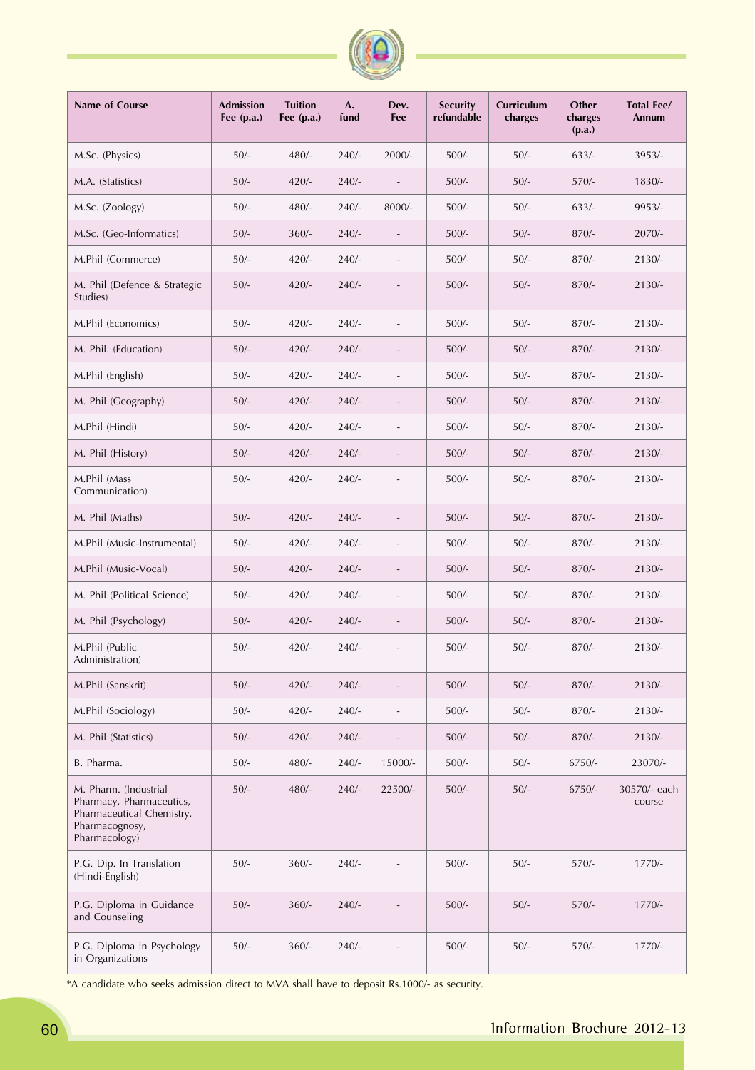| Name of Course | Admission Fee (p.a.) | Tuition Fee (p.a.) | A. fund | Dev. Fee | Security refundable | Curriculum charges | Other charges (p.a.) | Total Fee/ Annum |
|---|---|---|---|---|---|---|---|---|
| M.Sc. (Physics) | 50/- | 480/- | 240/- | 2000/- | 500/- | 50/- | 633/- | 3953/- |
| M.A. (Statistics) | 50/- | 420/- | 240/- | - | 500/- | 50/- | 570/- | 1830/- |
| M.Sc. (Zoology) | 50/- | 480/- | 240/- | 8000/- | 500/- | 50/- | 633/- | 9953/- |
| M.Sc. (Geo-Informatics) | 50/- | 360/- | 240/- | - | 500/- | 50/- | 870/- | 2070/- |
| M.Phil (Commerce) | 50/- | 420/- | 240/- | - | 500/- | 50/- | 870/- | 2130/- |
| M. Phil (Defence & Strategic Studies) | 50/- | 420/- | 240/- | - | 500/- | 50/- | 870/- | 2130/- |
| M.Phil (Economics) | 50/- | 420/- | 240/- | - | 500/- | 50/- | 870/- | 2130/- |
| M. Phil. (Education) | 50/- | 420/- | 240/- | - | 500/- | 50/- | 870/- | 2130/- |
| M.Phil (English) | 50/- | 420/- | 240/- | - | 500/- | 50/- | 870/- | 2130/- |
| M. Phil (Geography) | 50/- | 420/- | 240/- | - | 500/- | 50/- | 870/- | 2130/- |
| M.Phil (Hindi) | 50/- | 420/- | 240/- | - | 500/- | 50/- | 870/- | 2130/- |
| M. Phil (History) | 50/- | 420/- | 240/- | - | 500/- | 50/- | 870/- | 2130/- |
| M.Phil (Mass Communication) | 50/- | 420/- | 240/- | - | 500/- | 50/- | 870/- | 2130/- |
| M. Phil (Maths) | 50/- | 420/- | 240/- | - | 500/- | 50/- | 870/- | 2130/- |
| M.Phil (Music-Instrumental) | 50/- | 420/- | 240/- | - | 500/- | 50/- | 870/- | 2130/- |
| M.Phil (Music-Vocal) | 50/- | 420/- | 240/- | - | 500/- | 50/- | 870/- | 2130/- |
| M. Phil (Political Science) | 50/- | 420/- | 240/- | - | 500/- | 50/- | 870/- | 2130/- |
| M. Phil (Psychology) | 50/- | 420/- | 240/- | - | 500/- | 50/- | 870/- | 2130/- |
| M.Phil (Public Administration) | 50/- | 420/- | 240/- | - | 500/- | 50/- | 870/- | 2130/- |
| M.Phil (Sanskrit) | 50/- | 420/- | 240/- | - | 500/- | 50/- | 870/- | 2130/- |
| M.Phil (Sociology) | 50/- | 420/- | 240/- | - | 500/- | 50/- | 870/- | 2130/- |
| M. Phil (Statistics) | 50/- | 420/- | 240/- | - | 500/- | 50/- | 870/- | 2130/- |
| B. Pharma. | 50/- | 480/- | 240/- | 15000/- | 500/- | 50/- | 6750/- | 23070/- |
| M. Pharm. (Industrial Pharmacy, Pharmaceutics, Pharmaceutical Chemistry, Pharmacognosy, Pharmacology) | 50/- | 480/- | 240/- | 22500/- | 500/- | 50/- | 6750/- | 30570/- each course |
| P.G. Dip. In Translation (Hindi-English) | 50/- | 360/- | 240/- | - | 500/- | 50/- | 570/- | 1770/- |
| P.G. Diploma in Guidance and Counseling | 50/- | 360/- | 240/- | - | 500/- | 50/- | 570/- | 1770/- |
| P.G. Diploma in Psychology in Organizations | 50/- | 360/- | 240/- | - | 500/- | 50/- | 570/- | 1770/- |

*A candidate who seeks admission direct to MVA shall have to deposit Rs.1000/- as security.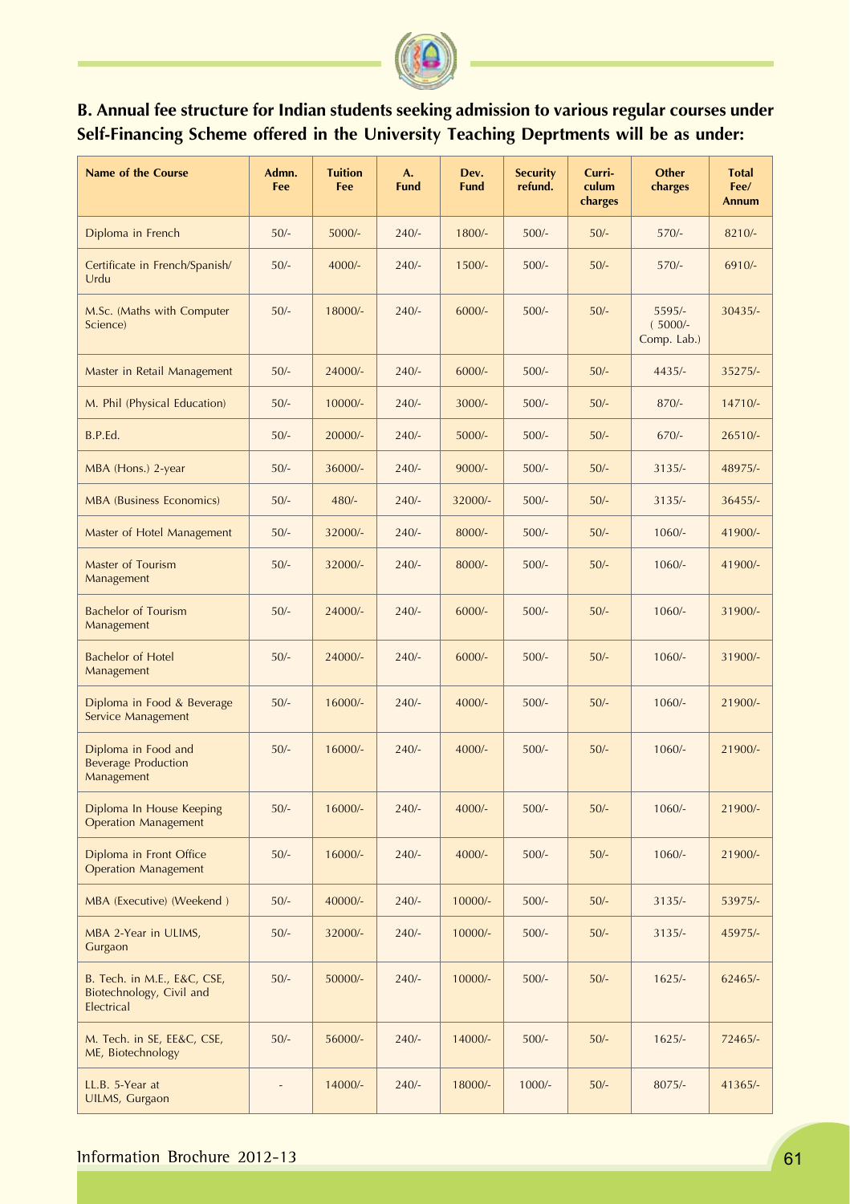## B. Annual fee structure for Indian students seeking admission to various regular courses under Self-Financing Scheme offered in the University Teaching Deprtments will be as under:

| Name of the Course | Admn. Fee | Tuition Fee | A. Fund | Dev. Fund | Security refund. | Curri-culum charges | Other charges | Total Fee/ Annum |
|---|---|---|---|---|---|---|---|---|
| Diploma in French | 50/- | 5000/- | 240/- | 1800/- | 500/- | 50/- | 570/- | 8210/- |
| Certificate in French/Spanish/ Urdu | 50/- | 4000/- | 240/- | 1500/- | 500/- | 50/- | 570/- | 6910/- |
| M.Sc. (Maths with Computer Science) | 50/- | 18000/- | 240/- | 6000/- | 500/- | 50/- | 5595/- ( 5000/- Comp. Lab.) | 30435/- |
| Master in Retail Management | 50/- | 24000/- | 240/- | 6000/- | 500/- | 50/- | 4435/- | 35275/- |
| M. Phil (Physical Education) | 50/- | 10000/- | 240/- | 3000/- | 500/- | 50/- | 870/- | 14710/- |
| B.P.Ed. | 50/- | 20000/- | 240/- | 5000/- | 500/- | 50/- | 670/- | 26510/- |
| MBA (Hons.) 2-year | 50/- | 36000/- | 240/- | 9000/- | 500/- | 50/- | 3135/- | 48975/- |
| MBA (Business Economics) | 50/- | 480/- | 240/- | 32000/- | 500/- | 50/- | 3135/- | 36455/- |
| Master of Hotel Management | 50/- | 32000/- | 240/- | 8000/- | 500/- | 50/- | 1060/- | 41900/- |
| Master of Tourism Management | 50/- | 32000/- | 240/- | 8000/- | 500/- | 50/- | 1060/- | 41900/- |
| Bachelor of Tourism Management | 50/- | 24000/- | 240/- | 6000/- | 500/- | 50/- | 1060/- | 31900/- |
| Bachelor of Hotel Management | 50/- | 24000/- | 240/- | 6000/- | 500/- | 50/- | 1060/- | 31900/- |
| Diploma in Food & Beverage Service Management | 50/- | 16000/- | 240/- | 4000/- | 500/- | 50/- | 1060/- | 21900/- |
| Diploma in Food and Beverage Production Management | 50/- | 16000/- | 240/- | 4000/- | 500/- | 50/- | 1060/- | 21900/- |
| Diploma In House Keeping Operation Management | 50/- | 16000/- | 240/- | 4000/- | 500/- | 50/- | 1060/- | 21900/- |
| Diploma in Front Office Operation Management | 50/- | 16000/- | 240/- | 4000/- | 500/- | 50/- | 1060/- | 21900/- |
| MBA (Executive) (Weekend ) | 50/- | 40000/- | 240/- | 10000/- | 500/- | 50/- | 3135/- | 53975/- |
| MBA 2-Year in ULIMS, Gurgaon | 50/- | 32000/- | 240/- | 10000/- | 500/- | 50/- | 3135/- | 45975/- |
| B. Tech. in M.E., E&C, CSE, Biotechnology, Civil and Electrical | 50/- | 50000/- | 240/- | 10000/- | 500/- | 50/- | 1625/- | 62465/- |
| M. Tech. in SE, EE&C, CSE, ME, Biotechnology | 50/- | 56000/- | 240/- | 14000/- | 500/- | 50/- | 1625/- | 72465/- |
| LL.B. 5-Year at UILMS, Gurgaon | - | 14000/- | 240/- | 18000/- | 1000/- | 50/- | 8075/- | 41365/- |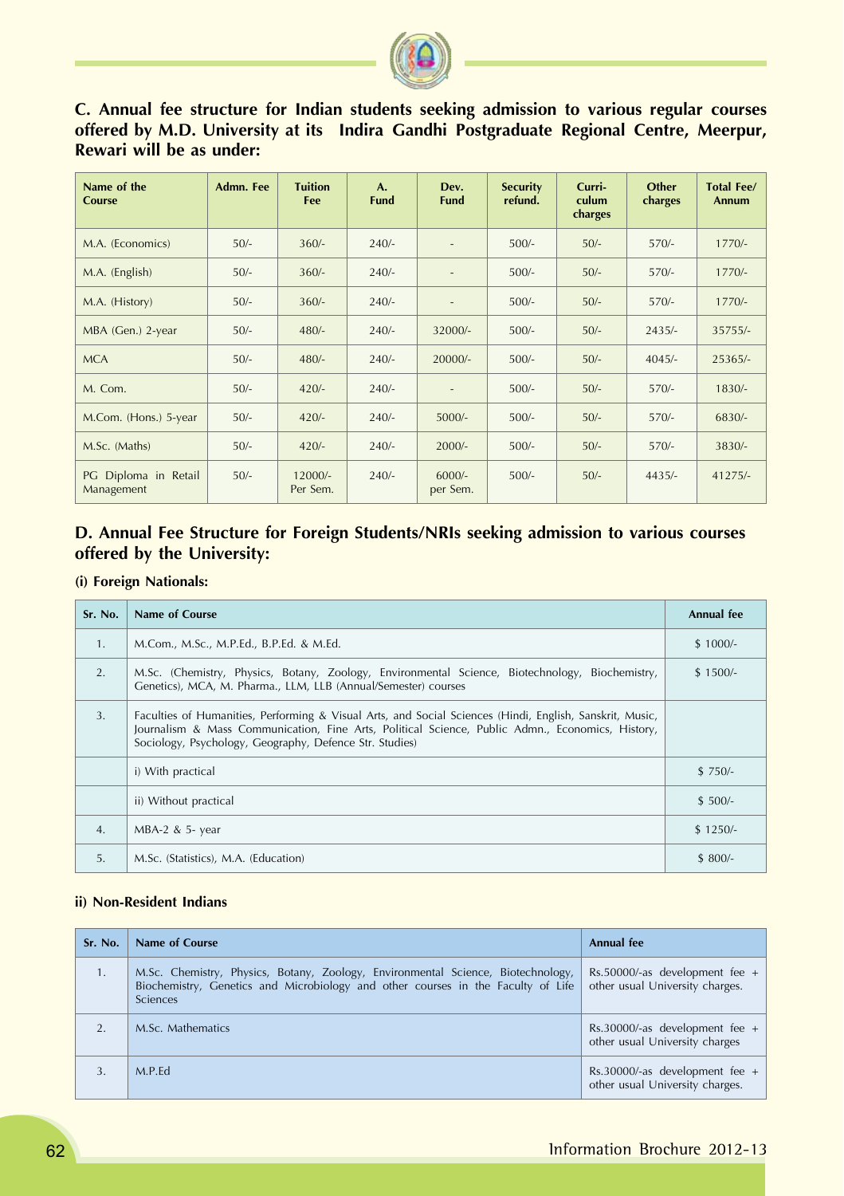## C. Annual fee structure for Indian students seeking admission to various regular courses offered by M.D. University at its Indira Gandhi Postgraduate Regional Centre, Meerpur, Rewari will be as under:

| Name of the Course | Admn. Fee | Tuition Fee | A. Fund | Dev. Fund | Security refund. | Curri-culum charges | Other charges | Total Fee/ Annum |
|---|---|---|---|---|---|---|---|---|
| M.A. (Economics) | 50/- | 360/- | 240/- | - | 500/- | 50/- | 570/- | 1770/- |
| M.A. (English) | 50/- | 360/- | 240/- | - | 500/- | 50/- | 570/- | 1770/- |
| M.A. (History) | 50/- | 360/- | 240/- | - | 500/- | 50/- | 570/- | 1770/- |
| MBA (Gen.) 2-year | 50/- | 480/- | 240/- | 32000/- | 500/- | 50/- | 2435/- | 35755/- |
| MCA | 50/- | 480/- | 240/- | 20000/- | 500/- | 50/- | 4045/- | 25365/- |
| M. Com. | 50/- | 420/- | 240/- | - | 500/- | 50/- | 570/- | 1830/- |
| M.Com. (Hons.) 5-year | 50/- | 420/- | 240/- | 5000/- | 500/- | 50/- | 570/- | 6830/- |
| M.Sc. (Maths) | 50/- | 420/- | 240/- | 2000/- | 500/- | 50/- | 570/- | 3830/- |
| PG Diploma in Retail Management | 50/- | 12000/- Per Sem. | 240/- | 6000/- per Sem. | 500/- | 50/- | 4435/- | 41275/- |

## D. Annual Fee Structure for Foreign Students/NRIs seeking admission to various courses offered by the University:

**(i) Foreign Nationals:**

| Sr. No. | Name of Course | Annual fee |
|---|---|---|
| 1. | M.Com., M.Sc., M.P.Ed., B.P.Ed. & M.Ed. | $ 1000/- |
| 2. | M.Sc. (Chemistry, Physics, Botany, Zoology, Environmental Science, Biotechnology, Biochemistry, Genetics), MCA, M. Pharma., LLM, LLB (Annual/Semester) courses | $ 1500/- |
| 3. | Faculties of Humanities, Performing & Visual Arts, and Social Sciences (Hindi, English, Sanskrit, Music, Journalism & Mass Communication, Fine Arts, Political Science, Public Admn., Economics, History, Sociology, Psychology, Geography, Defence Str. Studies) | |
| | i) With practical | $ 750/- |
| | ii) Without practical | $ 500/- |
| 4. | MBA-2 & 5- year | $ 1250/- |
| 5. | M.Sc. (Statistics), M.A. (Education) | $ 800/- |

**ii) Non-Resident Indians**

| Sr. No. | Name of Course | Annual fee |
|---|---|---|
| 1. | M.Sc. Chemistry, Physics, Botany, Zoology, Environmental Science, Biotechnology, Biochemistry, Genetics and Microbiology and other courses in the Faculty of Life Sciences | Rs.50000/-as development fee + other usual University charges. |
| 2. | M.Sc. Mathematics | Rs.30000/-as development fee + other usual University charges |
| 3. | M.P.Ed | Rs.30000/-as development fee + other usual University charges. |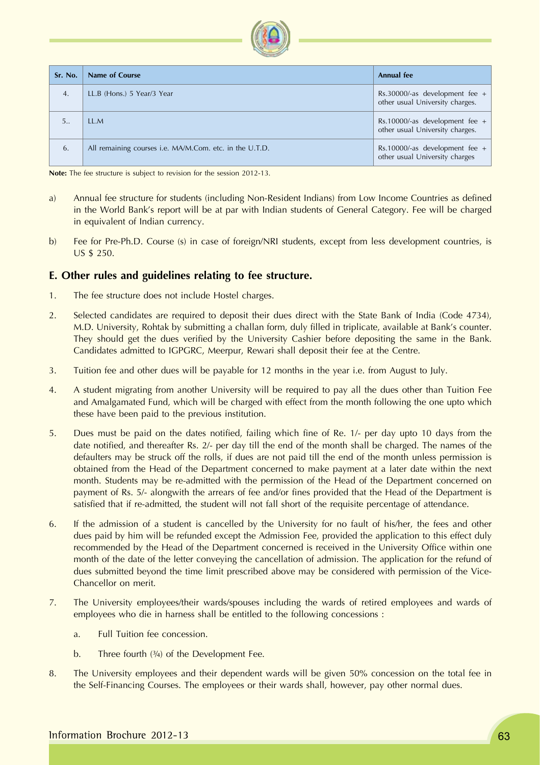| Sr. No. | Name of Course | Annual fee |
|---|---|---|
| 4. | LL.B (Hons.) 5 Year/3 Year | Rs.30000/-as development fee + other usual University charges. |
| 5.. | LL.M | Rs.10000/-as development fee + other usual University charges. |
| 6. | All remaining courses i.e. MA/M.Com. etc. in the U.T.D. | Rs.10000/-as development fee + other usual University charges |

**Note:** The fee structure is subject to revision for the session 2012-13.

a) Annual fee structure for students (including Non-Resident Indians) from Low Income Countries as defined in the World Bank's report will be at par with Indian students of General Category. Fee will be charged in equivalent of Indian currency.

b) Fee for Pre-Ph.D. Course (s) in case of foreign/NRI students, except from less development countries, is US $ 250.

## E. Other rules and guidelines relating to fee structure.

1. The fee structure does not include Hostel charges.

2. Selected candidates are required to deposit their dues direct with the State Bank of India (Code 4734), M.D. University, Rohtak by submitting a challan form, duly filled in triplicate, available at Bank's counter. They should get the dues verified by the University Cashier before depositing the same in the Bank. Candidates admitted to IGPGRC, Meerpur, Rewari shall deposit their fee at the Centre.

3. Tuition fee and other dues will be payable for 12 months in the year i.e. from August to July.

4. A student migrating from another University will be required to pay all the dues other than Tuition Fee and Amalgamated Fund, which will be charged with effect from the month following the one upto which these have been paid to the previous institution.

5. Dues must be paid on the dates notified, failing which fine of Re. 1/- per day upto 10 days from the date notified, and thereafter Rs. 2/- per day till the end of the month shall be charged. The names of the defaulters may be struck off the rolls, if dues are not paid till the end of the month unless permission is obtained from the Head of the Department concerned to make payment at a later date within the next month. Students may be re-admitted with the permission of the Head of the Department concerned on payment of Rs. 5/- alongwith the arrears of fee and/or fines provided that the Head of the Department is satisfied that if re-admitted, the student will not fall short of the requisite percentage of attendance.

6. If the admission of a student is cancelled by the University for no fault of his/her, the fees and other dues paid by him will be refunded except the Admission Fee, provided the application to this effect duly recommended by the Head of the Department concerned is received in the University Office within one month of the date of the letter conveying the cancellation of admission. The application for the refund of dues submitted beyond the time limit prescribed above may be considered with permission of the Vice-Chancellor on merit.

7. The University employees/their wards/spouses including the wards of retired employees and wards of employees who die in harness shall be entitled to the following concessions :

   a. Full Tuition fee concession.

   b. Three fourth (¾) of the Development Fee.

8. The University employees and their dependent wards will be given 50% concession on the total fee in the Self-Financing Courses. The employees or their wards shall, however, pay other normal dues.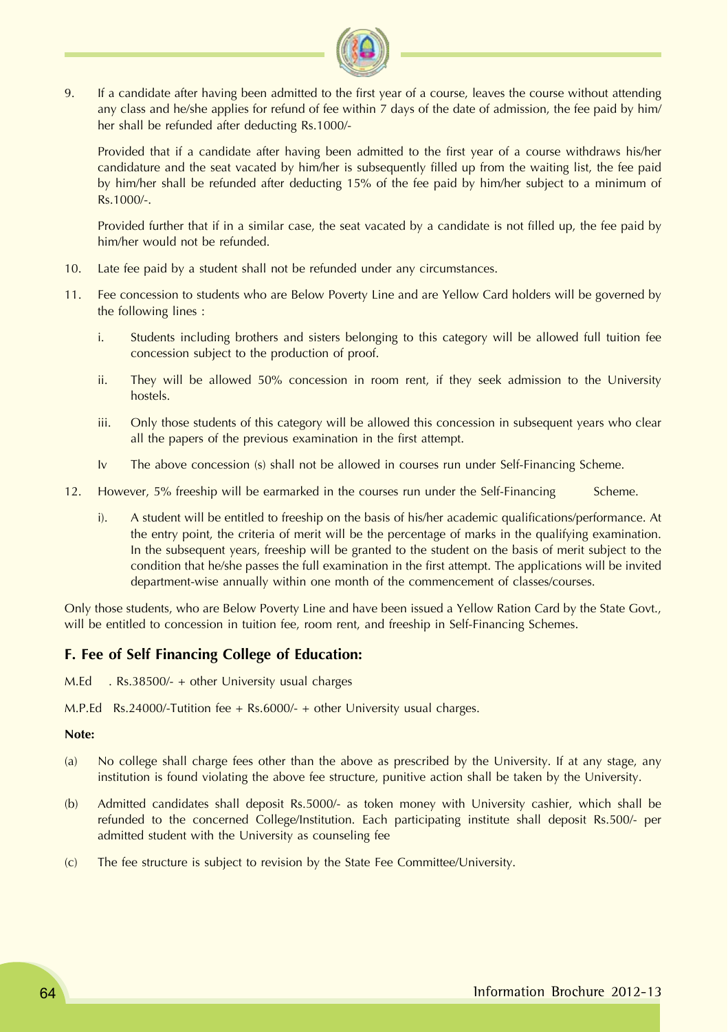9. If a candidate after having been admitted to the first year of a course, leaves the course without attending any class and he/she applies for refund of fee within 7 days of the date of admission, the fee paid by him/her shall be refunded after deducting Rs.1000/-

   Provided that if a candidate after having been admitted to the first year of a course withdraws his/her candidature and the seat vacated by him/her is subsequently filled up from the waiting list, the fee paid by him/her shall be refunded after deducting 15% of the fee paid by him/her subject to a minimum of Rs.1000/-.

   Provided further that if in a similar case, the seat vacated by a candidate is not filled up, the fee paid by him/her would not be refunded.

10. Late fee paid by a student shall not be refunded under any circumstances.

11. Fee concession to students who are Below Poverty Line and are Yellow Card holders will be governed by the following lines :

    i. Students including brothers and sisters belonging to this category will be allowed full tuition fee concession subject to the production of proof.

    ii. They will be allowed 50% concession in room rent, if they seek admission to the University hostels.

    iii. Only those students of this category will be allowed this concession in subsequent years who clear all the papers of the previous examination in the first attempt.

    Iv The above concession (s) shall not be allowed in courses run under Self-Financing Scheme.

12. However, 5% freeship will be earmarked in the courses run under the Self-Financing Scheme.

    i). A student will be entitled to freeship on the basis of his/her academic qualifications/performance. At the entry point, the criteria of merit will be the percentage of marks in the qualifying examination. In the subsequent years, freeship will be granted to the student on the basis of merit subject to the condition that he/she passes the full examination in the first attempt. The applications will be invited department-wise annually within one month of the commencement of classes/courses.

Only those students, who are Below Poverty Line and have been issued a Yellow Ration Card by the State Govt., will be entitled to concession in tuition fee, room rent, and freeship in Self-Financing Schemes.

## F. Fee of Self Financing College of Education:

M.Ed . Rs.38500/- + other University usual charges

M.P.Ed Rs.24000/-Tutition fee + Rs.6000/- + other University usual charges.

**Note:**

(a) No college shall charge fees other than the above as prescribed by the University. If at any stage, any institution is found violating the above fee structure, punitive action shall be taken by the University.

(b) Admitted candidates shall deposit Rs.5000/- as token money with University cashier, which shall be refunded to the concerned College/Institution. Each participating institute shall deposit Rs.500/- per admitted student with the University as counseling fee

(c) The fee structure is subject to revision by the State Fee Committee/University.